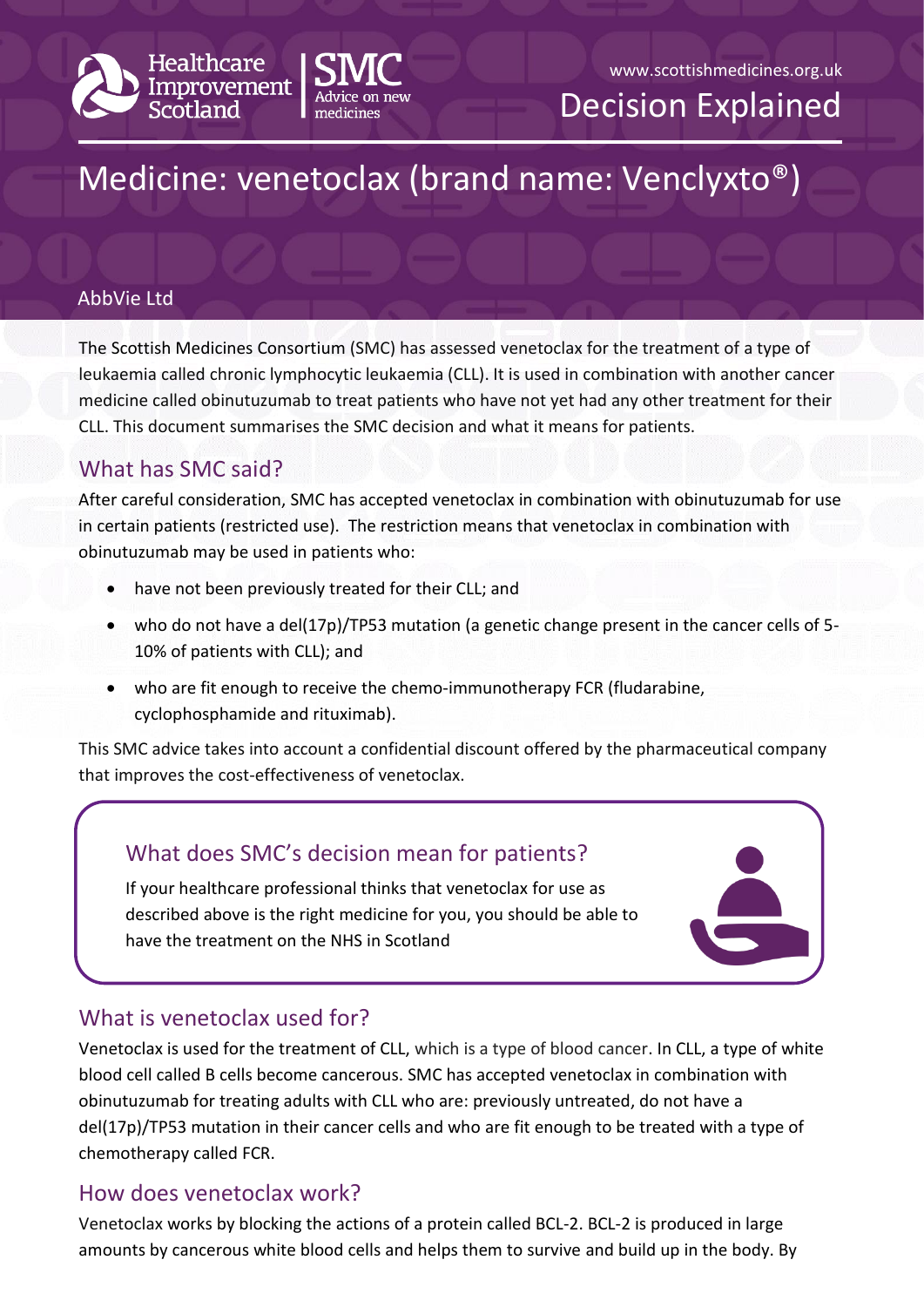Healthcare Improvement Scotland | SMC Advice on new medicines

www.scottishmedicines.org.uk

Decision Explained

# Medicine: venetoclax (brand name: Venclyxto®)

AbbVie Ltd

The Scottish Medicines Consortium (SMC) has assessed venetoclax for the treatment of a type of leukaemia called chronic lymphocytic leukaemia (CLL). It is used in combination with another cancer medicine called obinutuzumab to treat patients who have not yet had any other treatment for their CLL. This document summarises the SMC decision and what it means for patients.

## What has SMC said?

After careful consideration, SMC has accepted venetoclax in combination with obinutuzumab for use in certain patients (restricted use). The restriction means that venetoclax in combination with obinutuzumab may be used in patients who:

- have not been previously treated for their CLL; and
- who do not have a del(17p)/TP53 mutation (a genetic change present in the cancer cells of 5-10% of patients with CLL); and
- who are fit enough to receive the chemo-immunotherapy FCR (fludarabine, cyclophosphamide and rituximab).

This SMC advice takes into account a confidential discount offered by the pharmaceutical company that improves the cost-effectiveness of venetoclax.

## What does SMC's decision mean for patients?

If your healthcare professional thinks that venetoclax for use as described above is the right medicine for you, you should be able to have the treatment on the NHS in Scotland

## What is venetoclax used for?

Venetoclax is used for the treatment of CLL, which is a type of blood cancer. In CLL, a type of white blood cell called B cells become cancerous. SMC has accepted venetoclax in combination with obinutuzumab for treating adults with CLL who are: previously untreated, do not have a del(17p)/TP53 mutation in their cancer cells and who are fit enough to be treated with a type of chemotherapy called FCR.

## How does venetoclax work?

Venetoclax works by blocking the actions of a protein called BCL-2. BCL-2 is produced in large amounts by cancerous white blood cells and helps them to survive and build up in the body. By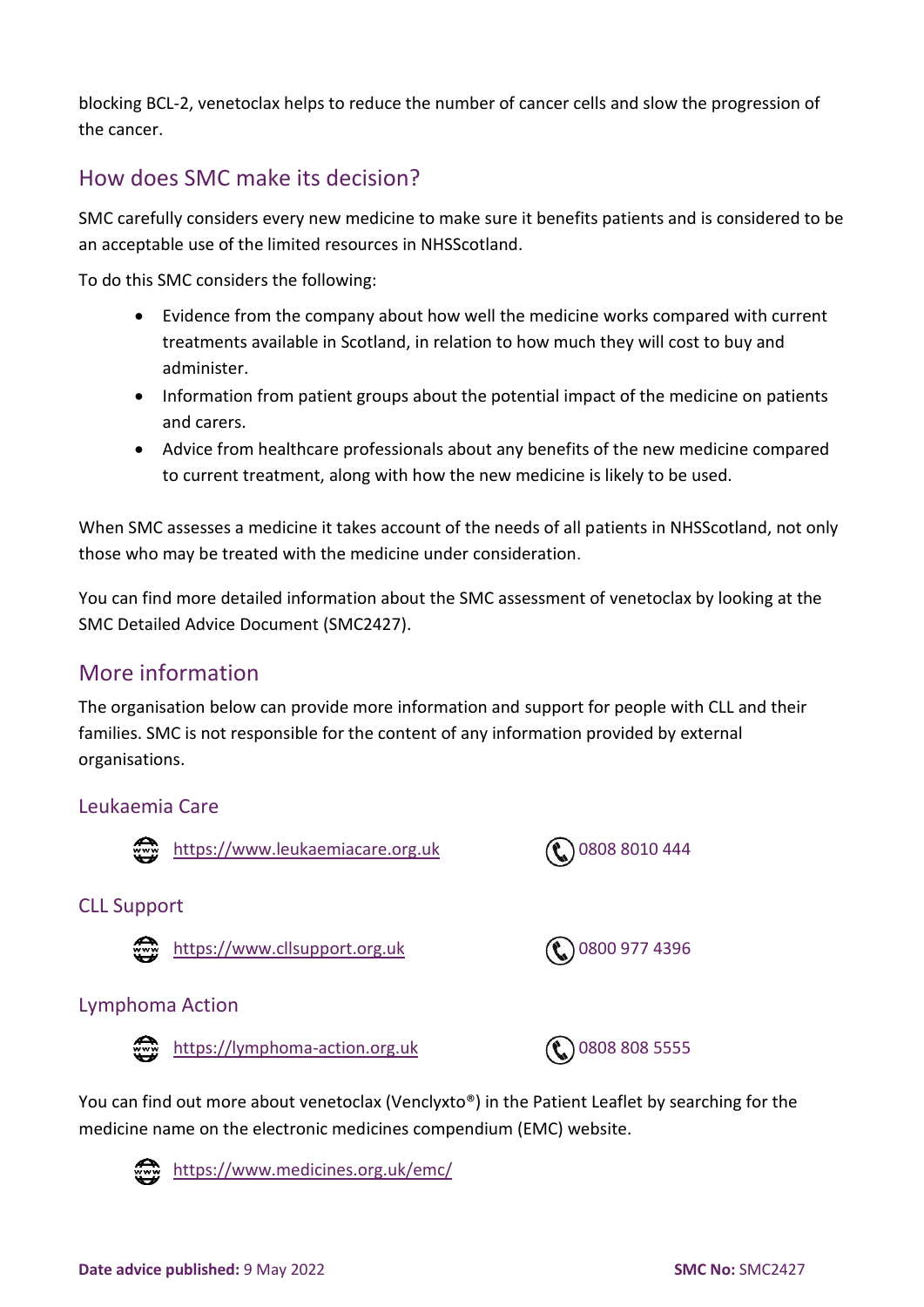blocking BCL-2, venetoclax helps to reduce the number of cancer cells and slow the progression of the cancer.

## How does SMC make its decision?

SMC carefully considers every new medicine to make sure it benefits patients and is considered to be an acceptable use of the limited resources in NHSScotland.

To do this SMC considers the following:

- Evidence from the company about how well the medicine works compared with current treatments available in Scotland, in relation to how much they will cost to buy and administer.
- Information from patient groups about the potential impact of the medicine on patients and carers.
- Advice from healthcare professionals about any benefits of the new medicine compared to current treatment, along with how the new medicine is likely to be used.

When SMC assesses a medicine it takes account of the needs of all patients in NHSScotland, not only those who may be treated with the medicine under consideration.

You can find more detailed information about the SMC assessment of venetoclax by looking at the SMC Detailed Advice Document (SMC2427).

## More information

The organisation below can provide more information and support for people with CLL and their families. SMC is not responsible for the content of any information provided by external organisations.

### Leukaemia Care

https://www.leukaemiacare.org.uk — 0808 8010 444

### CLL Support

https://www.cllsupport.org.uk — 0800 977 4396

### Lymphoma Action

https://lymphoma-action.org.uk — 0808 808 5555

You can find out more about venetoclax (Venclyxto®) in the Patient Leaflet by searching for the medicine name on the electronic medicines compendium (EMC) website.

https://www.medicines.org.uk/emc/

**Date advice published:** 9 May 2022 **SMC No:** SMC2427